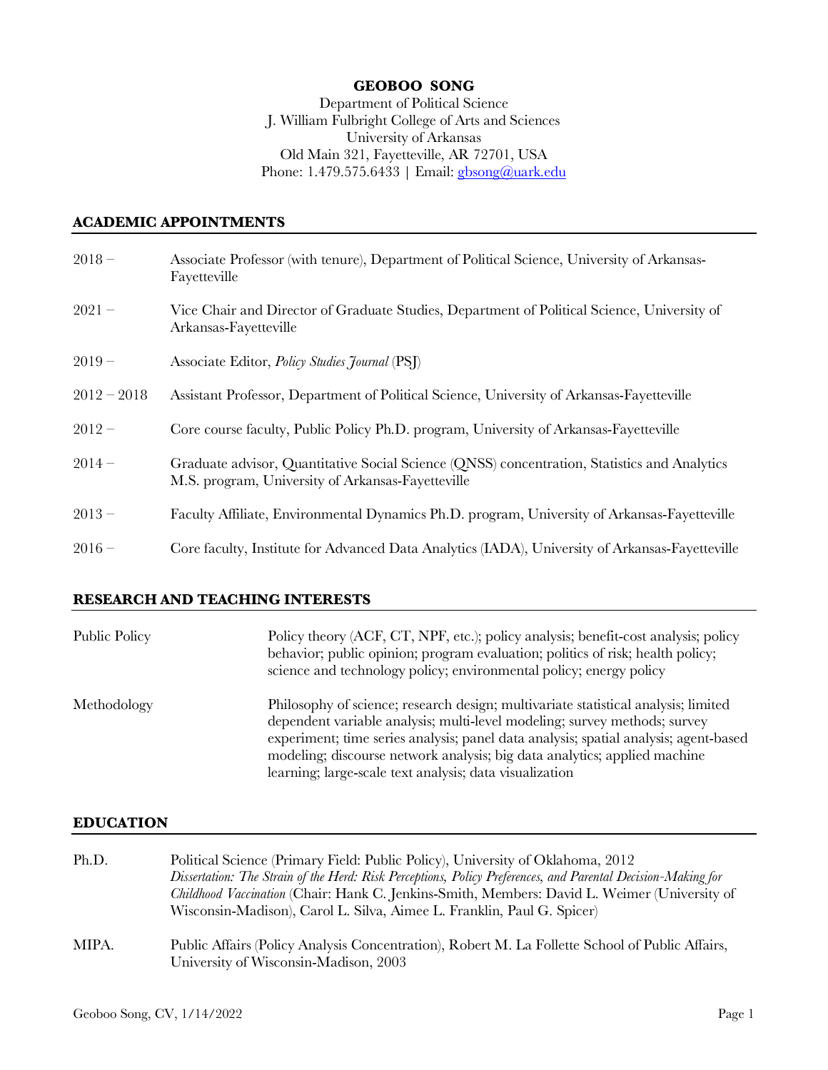# GEOBOO SONG

Department of Political Science
J. William Fulbright College of Arts and Sciences
University of Arkansas
Old Main 321, Fayetteville, AR 72701, USA
Phone: 1.479.575.6433 | Email: gbsong@uark.edu

## ACADEMIC APPOINTMENTS

| | |
|---|---|
| 2018 – | Associate Professor (with tenure), Department of Political Science, University of Arkansas-Fayetteville |
| 2021 – | Vice Chair and Director of Graduate Studies, Department of Political Science, University of Arkansas-Fayetteville |
| 2019 – | Associate Editor, *Policy Studies Journal* (PSJ) |
| 2012 – 2018 | Assistant Professor, Department of Political Science, University of Arkansas-Fayetteville |
| 2012 – | Core course faculty, Public Policy Ph.D. program, University of Arkansas-Fayetteville |
| 2014 – | Graduate advisor, Quantitative Social Science (QNSS) concentration, Statistics and Analytics M.S. program, University of Arkansas-Fayetteville |
| 2013 – | Faculty Affiliate, Environmental Dynamics Ph.D. program, University of Arkansas-Fayetteville |
| 2016 – | Core faculty, Institute for Advanced Data Analytics (IADA), University of Arkansas-Fayetteville |

## RESEARCH AND TEACHING INTERESTS

| | |
|---|---|
| Public Policy | Policy theory (ACF, CT, NPF, etc.); policy analysis; benefit-cost analysis; policy behavior; public opinion; program evaluation; politics of risk; health policy; science and technology policy; environmental policy; energy policy |
| Methodology | Philosophy of science; research design; multivariate statistical analysis; limited dependent variable analysis; multi-level modeling; survey methods; survey experiment; time series analysis; panel data analysis; spatial analysis; agent-based modeling; discourse network analysis; big data analytics; applied machine learning; large-scale text analysis; data visualization |

## EDUCATION

| | |
|---|---|
| Ph.D. | Political Science (Primary Field: Public Policy), University of Oklahoma, 2012<br>*Dissertation: The Strain of the Herd: Risk Perceptions, Policy Preferences, and Parental Decision-Making for Childhood Vaccination* (Chair: Hank C. Jenkins-Smith, Members: David L. Weimer (University of Wisconsin-Madison), Carol L. Silva, Aimee L. Franklin, Paul G. Spicer) |
| MIPA. | Public Affairs (Policy Analysis Concentration), Robert M. La Follette School of Public Affairs, University of Wisconsin-Madison, 2003 |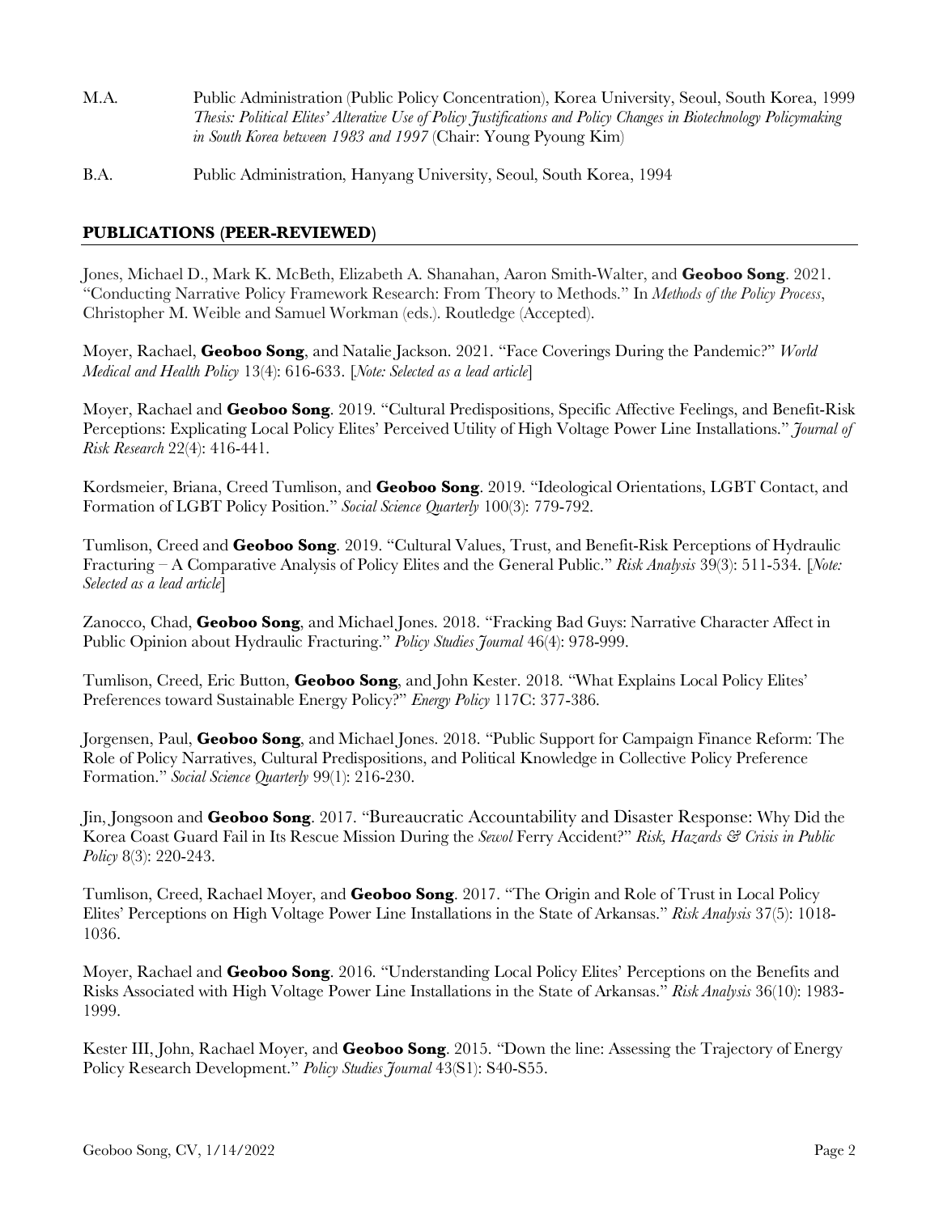M.A. Public Administration (Public Policy Concentration), Korea University, Seoul, South Korea, 1999
*Thesis: Political Elites' Alterative Use of Policy Justifications and Policy Changes in Biotechnology Policymaking in South Korea between 1983 and 1997* (Chair: Young Pyoung Kim)

B.A. Public Administration, Hanyang University, Seoul, South Korea, 1994

## PUBLICATIONS (PEER-REVIEWED)

Jones, Michael D., Mark K. McBeth, Elizabeth A. Shanahan, Aaron Smith-Walter, and **Geoboo Song**. 2021. "Conducting Narrative Policy Framework Research: From Theory to Methods." In *Methods of the Policy Process*, Christopher M. Weible and Samuel Workman (eds.). Routledge (Accepted).

Moyer, Rachael, **Geoboo Song**, and Natalie Jackson. 2021. "Face Coverings During the Pandemic?" *World Medical and Health Policy* 13(4): 616-633. [*Note: Selected as a lead article*]

Moyer, Rachael and **Geoboo Song**. 2019. "Cultural Predispositions, Specific Affective Feelings, and Benefit-Risk Perceptions: Explicating Local Policy Elites' Perceived Utility of High Voltage Power Line Installations." *Journal of Risk Research* 22(4): 416-441.

Kordsmeier, Briana, Creed Tumlison, and **Geoboo Song**. 2019. "Ideological Orientations, LGBT Contact, and Formation of LGBT Policy Position." *Social Science Quarterly* 100(3): 779-792.

Tumlison, Creed and **Geoboo Song**. 2019. "Cultural Values, Trust, and Benefit-Risk Perceptions of Hydraulic Fracturing – A Comparative Analysis of Policy Elites and the General Public." *Risk Analysis* 39(3): 511-534. [*Note: Selected as a lead article*]

Zanocco, Chad, **Geoboo Song**, and Michael Jones. 2018. "Fracking Bad Guys: Narrative Character Affect in Public Opinion about Hydraulic Fracturing." *Policy Studies Journal* 46(4): 978-999.

Tumlison, Creed, Eric Button, **Geoboo Song**, and John Kester. 2018. "What Explains Local Policy Elites' Preferences toward Sustainable Energy Policy?" *Energy Policy* 117C: 377-386.

Jorgensen, Paul, **Geoboo Song**, and Michael Jones. 2018. "Public Support for Campaign Finance Reform: The Role of Policy Narratives, Cultural Predispositions, and Political Knowledge in Collective Policy Preference Formation." *Social Science Quarterly* 99(1): 216-230.

Jin, Jongsoon and **Geoboo Song**. 2017. "Bureaucratic Accountability and Disaster Response: Why Did the Korea Coast Guard Fail in Its Rescue Mission During the *Sewol* Ferry Accident?" *Risk, Hazards & Crisis in Public Policy* 8(3): 220-243.

Tumlison, Creed, Rachael Moyer, and **Geoboo Song**. 2017. "The Origin and Role of Trust in Local Policy Elites' Perceptions on High Voltage Power Line Installations in the State of Arkansas." *Risk Analysis* 37(5): 1018-1036.

Moyer, Rachael and **Geoboo Song**. 2016. "Understanding Local Policy Elites' Perceptions on the Benefits and Risks Associated with High Voltage Power Line Installations in the State of Arkansas." *Risk Analysis* 36(10): 1983-1999.

Kester III, John, Rachael Moyer, and **Geoboo Song**. 2015. "Down the line: Assessing the Trajectory of Energy Policy Research Development." *Policy Studies Journal* 43(S1): S40-S55.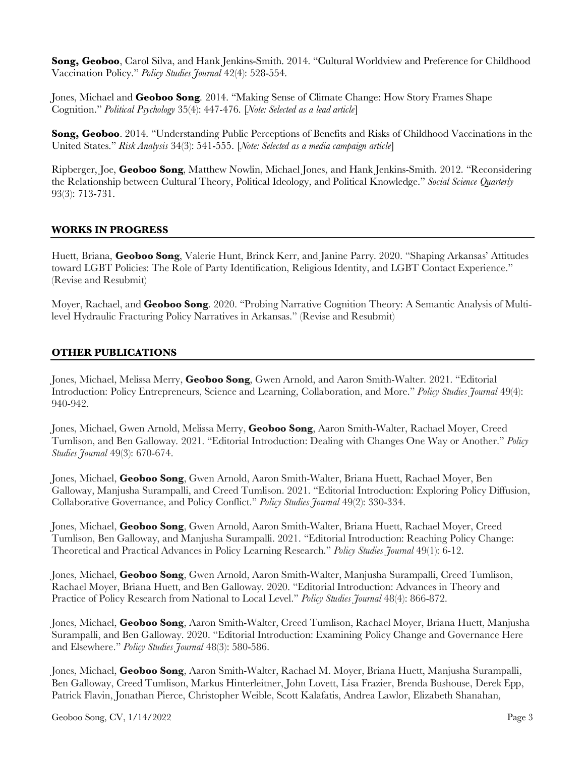**Song, Geoboo**, Carol Silva, and Hank Jenkins-Smith. 2014. "Cultural Worldview and Preference for Childhood Vaccination Policy." *Policy Studies Journal* 42(4): 528-554.

Jones, Michael and **Geoboo Song**. 2014. "Making Sense of Climate Change: How Story Frames Shape Cognition." *Political Psychology* 35(4): 447-476. [*Note: Selected as a lead article*]

**Song, Geoboo**. 2014. "Understanding Public Perceptions of Benefits and Risks of Childhood Vaccinations in the United States." *Risk Analysis* 34(3): 541-555. [*Note: Selected as a media campaign article*]

Ripberger, Joe, **Geoboo Song**, Matthew Nowlin, Michael Jones, and Hank Jenkins-Smith. 2012. "Reconsidering the Relationship between Cultural Theory, Political Ideology, and Political Knowledge." *Social Science Quarterly* 93(3): 713-731.

## WORKS IN PROGRESS

Huett, Briana, **Geoboo Song**, Valerie Hunt, Brinck Kerr, and Janine Parry. 2020. "Shaping Arkansas' Attitudes toward LGBT Policies: The Role of Party Identification, Religious Identity, and LGBT Contact Experience." (Revise and Resubmit)

Moyer, Rachael, and **Geoboo Song**. 2020. "Probing Narrative Cognition Theory: A Semantic Analysis of Multi-level Hydraulic Fracturing Policy Narratives in Arkansas." (Revise and Resubmit)

## OTHER PUBLICATIONS

Jones, Michael, Melissa Merry, **Geoboo Song**, Gwen Arnold, and Aaron Smith-Walter. 2021. "Editorial Introduction: Policy Entrepreneurs, Science and Learning, Collaboration, and More." *Policy Studies Journal* 49(4): 940-942.

Jones, Michael, Gwen Arnold, Melissa Merry, **Geoboo Song**, Aaron Smith-Walter, Rachael Moyer, Creed Tumlison, and Ben Galloway. 2021. "Editorial Introduction: Dealing with Changes One Way or Another." *Policy Studies Journal* 49(3): 670-674.

Jones, Michael, **Geoboo Song**, Gwen Arnold, Aaron Smith-Walter, Briana Huett, Rachael Moyer, Ben Galloway, Manjusha Surampalli, and Creed Tumlison. 2021. "Editorial Introduction: Exploring Policy Diffusion, Collaborative Governance, and Policy Conflict." *Policy Studies Journal* 49(2): 330-334.

Jones, Michael, **Geoboo Song**, Gwen Arnold, Aaron Smith-Walter, Briana Huett, Rachael Moyer, Creed Tumlison, Ben Galloway, and Manjusha Surampalli. 2021. "Editorial Introduction: Reaching Policy Change: Theoretical and Practical Advances in Policy Learning Research." *Policy Studies Journal* 49(1): 6-12.

Jones, Michael, **Geoboo Song**, Gwen Arnold, Aaron Smith-Walter, Manjusha Surampalli, Creed Tumlison, Rachael Moyer, Briana Huett, and Ben Galloway. 2020. "Editorial Introduction: Advances in Theory and Practice of Policy Research from National to Local Level." *Policy Studies Journal* 48(4): 866-872.

Jones, Michael, **Geoboo Song**, Aaron Smith-Walter, Creed Tumlison, Rachael Moyer, Briana Huett, Manjusha Surampalli, and Ben Galloway. 2020. "Editorial Introduction: Examining Policy Change and Governance Here and Elsewhere." *Policy Studies Journal* 48(3): 580-586.

Jones, Michael, **Geoboo Song**, Aaron Smith-Walter, Rachael M. Moyer, Briana Huett, Manjusha Surampalli, Ben Galloway, Creed Tumlison, Markus Hinterleitner, John Lovett, Lisa Frazier, Brenda Bushouse, Derek Epp, Patrick Flavin, Jonathan Pierce, Christopher Weible, Scott Kalafatis, Andrea Lawlor, Elizabeth Shanahan,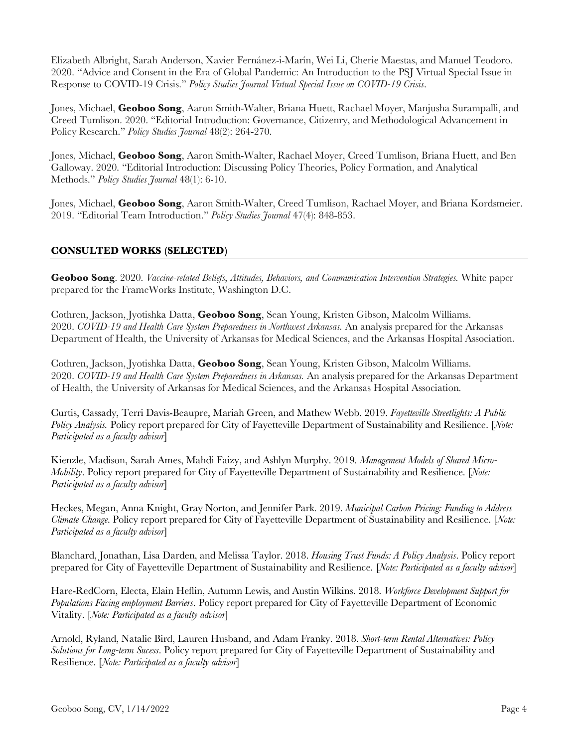Elizabeth Albright, Sarah Anderson, Xavier Fernánez-i-Marín, Wei Li, Cherie Maestas, and Manuel Teodoro. 2020. "Advice and Consent in the Era of Global Pandemic: An Introduction to the PSJ Virtual Special Issue in Response to COVID-19 Crisis." *Policy Studies Journal Virtual Special Issue on COVID-19 Crisis*.

Jones, Michael, **Geoboo Song**, Aaron Smith-Walter, Briana Huett, Rachael Moyer, Manjusha Surampalli, and Creed Tumlison. 2020. "Editorial Introduction: Governance, Citizenry, and Methodological Advancement in Policy Research." *Policy Studies Journal* 48(2): 264-270.

Jones, Michael, **Geoboo Song**, Aaron Smith-Walter, Rachael Moyer, Creed Tumlison, Briana Huett, and Ben Galloway. 2020. "Editorial Introduction: Discussing Policy Theories, Policy Formation, and Analytical Methods." *Policy Studies Journal* 48(1): 6-10.

Jones, Michael, **Geoboo Song**, Aaron Smith-Walter, Creed Tumlison, Rachael Moyer, and Briana Kordsmeier. 2019. "Editorial Team Introduction." *Policy Studies Journal* 47(4): 848-853.

## CONSULTED WORKS (SELECTED)

**Geoboo Song**. 2020. *Vaccine-related Beliefs, Attitudes, Behaviors, and Communication Intervention Strategies.* White paper prepared for the FrameWorks Institute, Washington D.C.

Cothren, Jackson, Jyotishka Datta, **Geoboo Song**, Sean Young, Kristen Gibson, Malcolm Williams. 2020. *COVID-19 and Health Care System Preparedness in Northwest Arkansas.* An analysis prepared for the Arkansas Department of Health, the University of Arkansas for Medical Sciences, and the Arkansas Hospital Association.

Cothren, Jackson, Jyotishka Datta, **Geoboo Song**, Sean Young, Kristen Gibson, Malcolm Williams. 2020. *COVID-19 and Health Care System Preparedness in Arkansas.* An analysis prepared for the Arkansas Department of Health, the University of Arkansas for Medical Sciences, and the Arkansas Hospital Association.

Curtis, Cassady, Terri Davis-Beaupre, Mariah Green, and Mathew Webb. 2019. *Fayetteville Streetlights: A Public Policy Analysis.* Policy report prepared for City of Fayetteville Department of Sustainability and Resilience. [*Note: Participated as a faculty advisor*]

Kienzle, Madison, Sarah Ames, Mahdi Faizy, and Ashlyn Murphy. 2019. *Management Models of Shared Micro-Mobility*. Policy report prepared for City of Fayetteville Department of Sustainability and Resilience. [*Note: Participated as a faculty advisor*]

Heckes, Megan, Anna Knight, Gray Norton, and Jennifer Park. 2019. *Municipal Carbon Pricing: Funding to Address Climate Change*. Policy report prepared for City of Fayetteville Department of Sustainability and Resilience. [*Note: Participated as a faculty advisor*]

Blanchard, Jonathan, Lisa Darden, and Melissa Taylor. 2018. *Housing Trust Funds: A Policy Analysis*. Policy report prepared for City of Fayetteville Department of Sustainability and Resilience. [*Note: Participated as a faculty advisor*]

Hare-RedCorn, Electa, Elain Heflin, Autumn Lewis, and Austin Wilkins. 2018. *Workforce Development Support for Populations Facing employment Barriers*. Policy report prepared for City of Fayetteville Department of Economic Vitality. [*Note: Participated as a faculty advisor*]

Arnold, Ryland, Natalie Bird, Lauren Husband, and Adam Franky. 2018. *Short-term Rental Alternatives: Policy Solutions for Long-term Sucess*. Policy report prepared for City of Fayetteville Department of Sustainability and Resilience. [*Note: Participated as a faculty advisor*]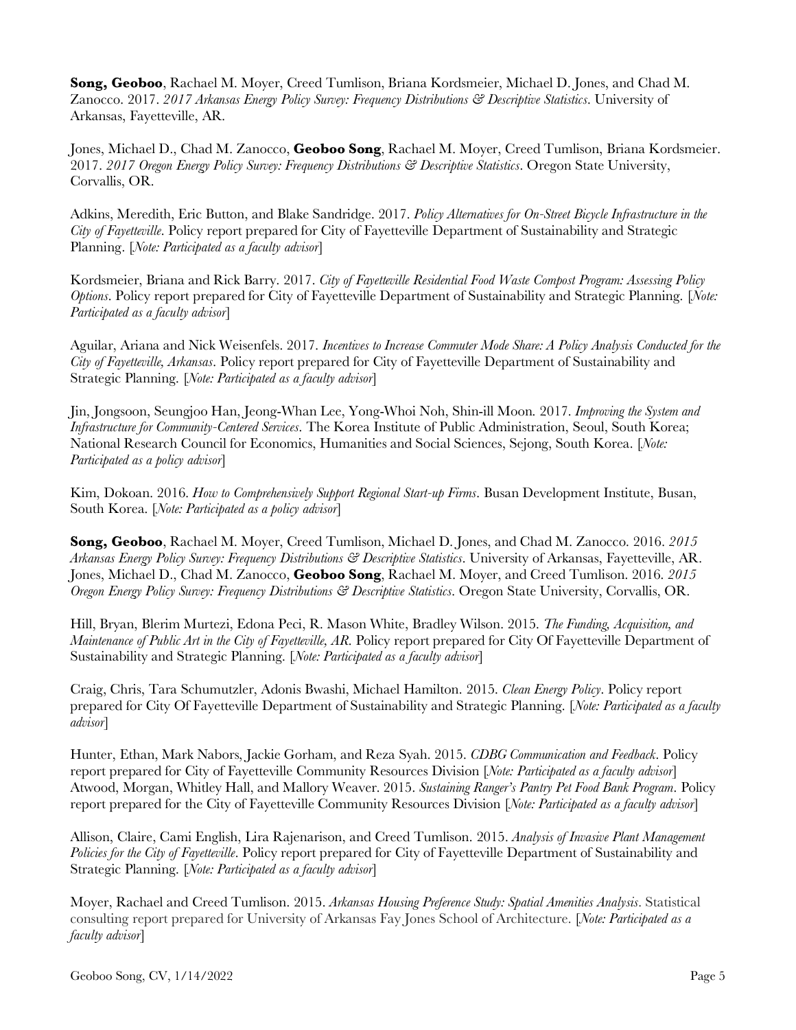**Song, Geoboo**, Rachael M. Moyer, Creed Tumlison, Briana Kordsmeier, Michael D. Jones, and Chad M. Zanocco. 2017. *2017 Arkansas Energy Policy Survey: Frequency Distributions & Descriptive Statistics*. University of Arkansas, Fayetteville, AR.

Jones, Michael D., Chad M. Zanocco, **Geoboo Song**, Rachael M. Moyer, Creed Tumlison, Briana Kordsmeier. 2017. *2017 Oregon Energy Policy Survey: Frequency Distributions & Descriptive Statistics*. Oregon State University, Corvallis, OR.

Adkins, Meredith, Eric Button, and Blake Sandridge. 2017. *Policy Alternatives for On-Street Bicycle Infrastructure in the City of Fayetteville*. Policy report prepared for City of Fayetteville Department of Sustainability and Strategic Planning. [*Note: Participated as a faculty advisor*]

Kordsmeier, Briana and Rick Barry. 2017. *City of Fayetteville Residential Food Waste Compost Program: Assessing Policy Options*. Policy report prepared for City of Fayetteville Department of Sustainability and Strategic Planning. [*Note: Participated as a faculty advisor*]

Aguilar, Ariana and Nick Weisenfels. 2017. *Incentives to Increase Commuter Mode Share: A Policy Analysis Conducted for the City of Fayetteville, Arkansas*. Policy report prepared for City of Fayetteville Department of Sustainability and Strategic Planning. [*Note: Participated as a faculty advisor*]

Jin, Jongsoon, Seungjoo Han, Jeong-Whan Lee, Yong-Whoi Noh, Shin-ill Moon. 2017. *Improving the System and Infrastructure for Community-Centered Services*. The Korea Institute of Public Administration, Seoul, South Korea; National Research Council for Economics, Humanities and Social Sciences, Sejong, South Korea. [*Note: Participated as a policy advisor*]

Kim, Dokoan. 2016. *How to Comprehensively Support Regional Start-up Firms*. Busan Development Institute, Busan, South Korea. [*Note: Participated as a policy advisor*]

**Song, Geoboo**, Rachael M. Moyer, Creed Tumlison, Michael D. Jones, and Chad M. Zanocco. 2016. *2015 Arkansas Energy Policy Survey: Frequency Distributions & Descriptive Statistics*. University of Arkansas, Fayetteville, AR.

Jones, Michael D., Chad M. Zanocco, **Geoboo Song**, Rachael M. Moyer, and Creed Tumlison. 2016. *2015 Oregon Energy Policy Survey: Frequency Distributions & Descriptive Statistics*. Oregon State University, Corvallis, OR.

Hill, Bryan, Blerim Murtezi, Edona Peci, R. Mason White, Bradley Wilson. 2015. *The Funding, Acquisition, and Maintenance of Public Art in the City of Fayetteville, AR*. Policy report prepared for City Of Fayetteville Department of Sustainability and Strategic Planning. [*Note: Participated as a faculty advisor*]

Craig, Chris, Tara Schumutzler, Adonis Bwashi, Michael Hamilton. 2015. *Clean Energy Policy*. Policy report prepared for City Of Fayetteville Department of Sustainability and Strategic Planning. [*Note: Participated as a faculty advisor*]

Hunter, Ethan, Mark Nabors, Jackie Gorham, and Reza Syah. 2015. *CDBG Communication and Feedback*. Policy report prepared for City of Fayetteville Community Resources Division [*Note: Participated as a faculty advisor*]

Atwood, Morgan, Whitley Hall, and Mallory Weaver. 2015. *Sustaining Ranger's Pantry Pet Food Bank Program*. Policy report prepared for the City of Fayetteville Community Resources Division [*Note: Participated as a faculty advisor*]

Allison, Claire, Cami English, Lira Rajenarison, and Creed Tumlison. 2015. *Analysis of Invasive Plant Management Policies for the City of Fayetteville*. Policy report prepared for City of Fayetteville Department of Sustainability and Strategic Planning. [*Note: Participated as a faculty advisor*]

Moyer, Rachael and Creed Tumlison. 2015. *Arkansas Housing Preference Study: Spatial Amenities Analysis*. Statistical consulting report prepared for University of Arkansas Fay Jones School of Architecture. [*Note: Participated as a faculty advisor*]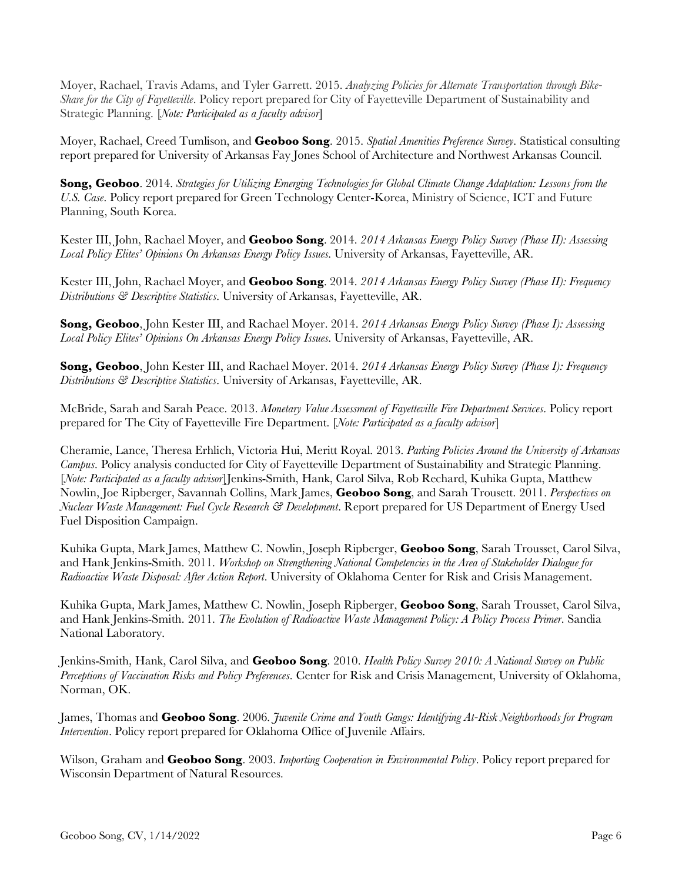Moyer, Rachael, Travis Adams, and Tyler Garrett. 2015. *Analyzing Policies for Alternate Transportation through Bike-Share for the City of Fayetteville*. Policy report prepared for City of Fayetteville Department of Sustainability and Strategic Planning. [*Note: Participated as a faculty advisor*]

Moyer, Rachael, Creed Tumlison, and **Geoboo Song**. 2015. *Spatial Amenities Preference Survey*. Statistical consulting report prepared for University of Arkansas Fay Jones School of Architecture and Northwest Arkansas Council.

**Song, Geoboo**. 2014. *Strategies for Utilizing Emerging Technologies for Global Climate Change Adaptation: Lessons from the U.S. Case*. Policy report prepared for Green Technology Center-Korea, Ministry of Science, ICT and Future Planning, South Korea.

Kester III, John, Rachael Moyer, and **Geoboo Song**. 2014. *2014 Arkansas Energy Policy Survey (Phase II): Assessing Local Policy Elites' Opinions On Arkansas Energy Policy Issues*. University of Arkansas, Fayetteville, AR.

Kester III, John, Rachael Moyer, and **Geoboo Song**. 2014. *2014 Arkansas Energy Policy Survey (Phase II): Frequency Distributions & Descriptive Statistics*. University of Arkansas, Fayetteville, AR.

**Song, Geoboo**, John Kester III, and Rachael Moyer. 2014. *2014 Arkansas Energy Policy Survey (Phase I): Assessing Local Policy Elites' Opinions On Arkansas Energy Policy Issues*. University of Arkansas, Fayetteville, AR.

**Song, Geoboo**, John Kester III, and Rachael Moyer. 2014. *2014 Arkansas Energy Policy Survey (Phase I): Frequency Distributions & Descriptive Statistics*. University of Arkansas, Fayetteville, AR.

McBride, Sarah and Sarah Peace. 2013. *Monetary Value Assessment of Fayetteville Fire Department Services*. Policy report prepared for The City of Fayetteville Fire Department. [*Note: Participated as a faculty advisor*]

Cheramie, Lance, Theresa Erhlich, Victoria Hui, Meritt Royal. 2013. *Parking Policies Around the University of Arkansas Campus*. Policy analysis conducted for City of Fayetteville Department of Sustainability and Strategic Planning. [*Note: Participated as a faculty advisor*]Jenkins-Smith, Hank, Carol Silva, Rob Rechard, Kuhika Gupta, Matthew Nowlin, Joe Ripberger, Savannah Collins, Mark James, **Geoboo Song**, and Sarah Trousett. 2011. *Perspectives on Nuclear Waste Management: Fuel Cycle Research & Development*. Report prepared for US Department of Energy Used Fuel Disposition Campaign.

Kuhika Gupta, Mark James, Matthew C. Nowlin, Joseph Ripberger, **Geoboo Song**, Sarah Trousset, Carol Silva, and Hank Jenkins-Smith. 2011. *Workshop on Strengthening National Competencies in the Area of Stakeholder Dialogue for Radioactive Waste Disposal: After Action Report*. University of Oklahoma Center for Risk and Crisis Management.

Kuhika Gupta, Mark James, Matthew C. Nowlin, Joseph Ripberger, **Geoboo Song**, Sarah Trousset, Carol Silva, and Hank Jenkins-Smith. 2011. *The Evolution of Radioactive Waste Management Policy: A Policy Process Primer*. Sandia National Laboratory.

Jenkins-Smith, Hank, Carol Silva, and **Geoboo Song**. 2010. *Health Policy Survey 2010: A National Survey on Public Perceptions of Vaccination Risks and Policy Preferences*. Center for Risk and Crisis Management, University of Oklahoma, Norman, OK.

James, Thomas and **Geoboo Song**. 2006. *Juvenile Crime and Youth Gangs: Identifying At-Risk Neighborhoods for Program Intervention*. Policy report prepared for Oklahoma Office of Juvenile Affairs.

Wilson, Graham and **Geoboo Song**. 2003. *Importing Cooperation in Environmental Policy*. Policy report prepared for Wisconsin Department of Natural Resources.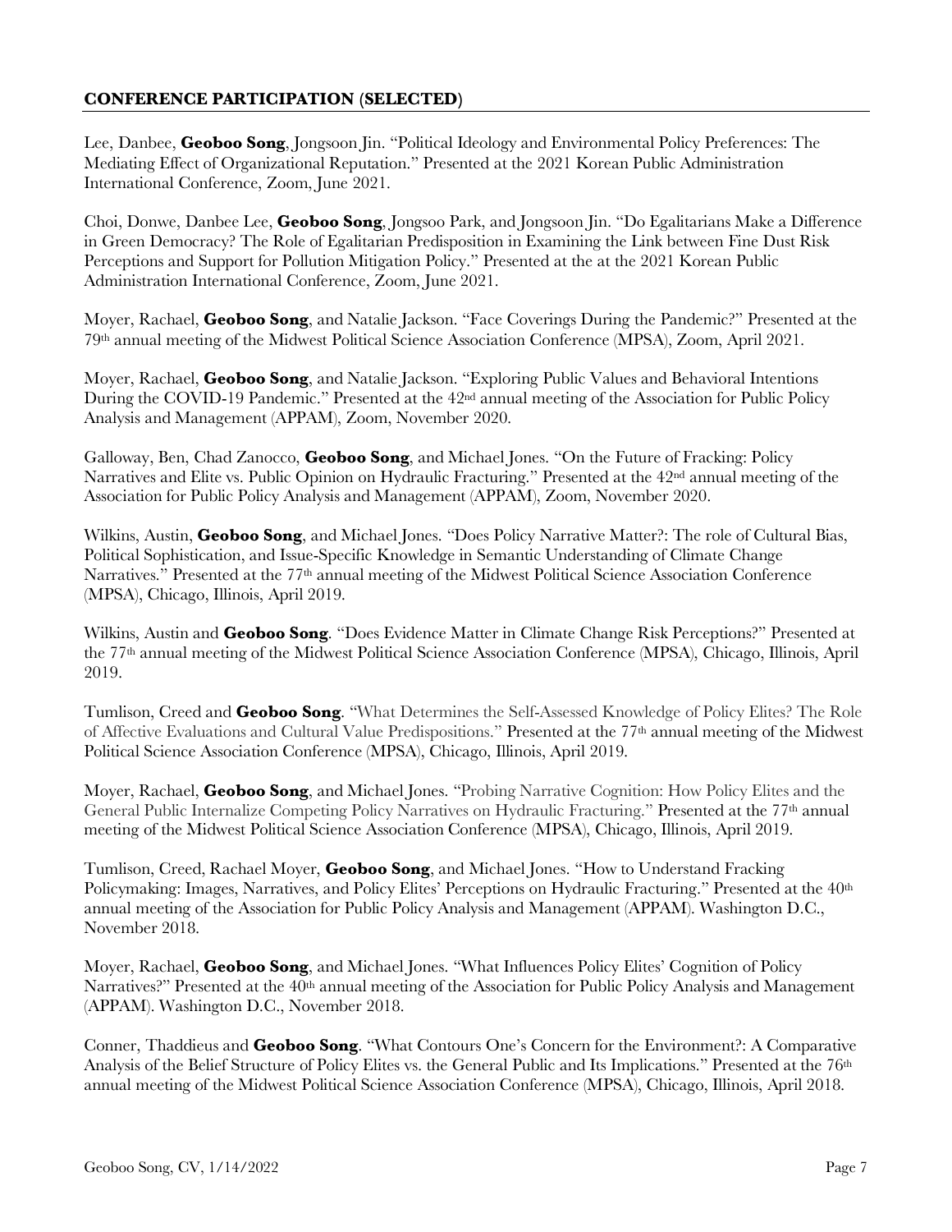## CONFERENCE PARTICIPATION (SELECTED)

Lee, Danbee, **Geoboo Song**, Jongsoon Jin. "Political Ideology and Environmental Policy Preferences: The Mediating Effect of Organizational Reputation." Presented at the 2021 Korean Public Administration International Conference, Zoom, June 2021.

Choi, Donwe, Danbee Lee, **Geoboo Song**, Jongsoo Park, and Jongsoon Jin. "Do Egalitarians Make a Difference in Green Democracy? The Role of Egalitarian Predisposition in Examining the Link between Fine Dust Risk Perceptions and Support for Pollution Mitigation Policy." Presented at the at the 2021 Korean Public Administration International Conference, Zoom, June 2021.

Moyer, Rachael, **Geoboo Song**, and Natalie Jackson. "Face Coverings During the Pandemic?" Presented at the 79th annual meeting of the Midwest Political Science Association Conference (MPSA), Zoom, April 2021.

Moyer, Rachael, **Geoboo Song**, and Natalie Jackson. "Exploring Public Values and Behavioral Intentions During the COVID-19 Pandemic." Presented at the 42nd annual meeting of the Association for Public Policy Analysis and Management (APPAM), Zoom, November 2020.

Galloway, Ben, Chad Zanocco, **Geoboo Song**, and Michael Jones. "On the Future of Fracking: Policy Narratives and Elite vs. Public Opinion on Hydraulic Fracturing." Presented at the 42nd annual meeting of the Association for Public Policy Analysis and Management (APPAM), Zoom, November 2020.

Wilkins, Austin, **Geoboo Song**, and Michael Jones. "Does Policy Narrative Matter?: The role of Cultural Bias, Political Sophistication, and Issue-Specific Knowledge in Semantic Understanding of Climate Change Narratives." Presented at the 77th annual meeting of the Midwest Political Science Association Conference (MPSA), Chicago, Illinois, April 2019.

Wilkins, Austin and **Geoboo Song**. "Does Evidence Matter in Climate Change Risk Perceptions?" Presented at the 77th annual meeting of the Midwest Political Science Association Conference (MPSA), Chicago, Illinois, April 2019.

Tumlison, Creed and **Geoboo Song**. "What Determines the Self-Assessed Knowledge of Policy Elites? The Role of Affective Evaluations and Cultural Value Predispositions." Presented at the 77th annual meeting of the Midwest Political Science Association Conference (MPSA), Chicago, Illinois, April 2019.

Moyer, Rachael, **Geoboo Song**, and Michael Jones. "Probing Narrative Cognition: How Policy Elites and the General Public Internalize Competing Policy Narratives on Hydraulic Fracturing." Presented at the 77th annual meeting of the Midwest Political Science Association Conference (MPSA), Chicago, Illinois, April 2019.

Tumlison, Creed, Rachael Moyer, **Geoboo Song**, and Michael Jones. "How to Understand Fracking Policymaking: Images, Narratives, and Policy Elites' Perceptions on Hydraulic Fracturing." Presented at the 40th annual meeting of the Association for Public Policy Analysis and Management (APPAM). Washington D.C., November 2018.

Moyer, Rachael, **Geoboo Song**, and Michael Jones. "What Influences Policy Elites' Cognition of Policy Narratives?" Presented at the 40th annual meeting of the Association for Public Policy Analysis and Management (APPAM). Washington D.C., November 2018.

Conner, Thaddieus and **Geoboo Song**. "What Contours One's Concern for the Environment?: A Comparative Analysis of the Belief Structure of Policy Elites vs. the General Public and Its Implications." Presented at the 76th annual meeting of the Midwest Political Science Association Conference (MPSA), Chicago, Illinois, April 2018.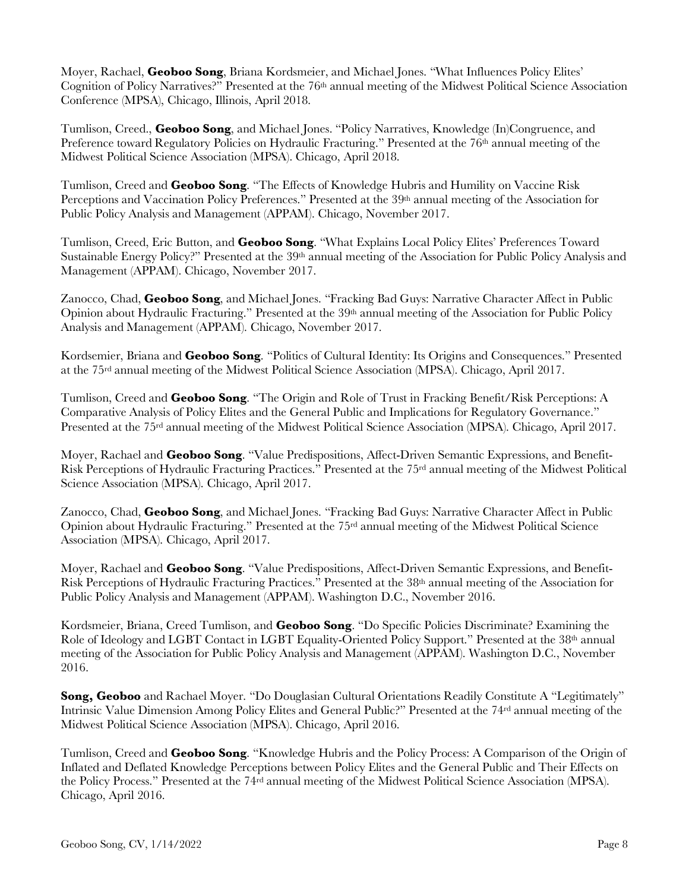Moyer, Rachael, **Geoboo Song**, Briana Kordsmeier, and Michael Jones. "What Influences Policy Elites' Cognition of Policy Narratives?" Presented at the 76th annual meeting of the Midwest Political Science Association Conference (MPSA), Chicago, Illinois, April 2018.

Tumlison, Creed., **Geoboo Song**, and Michael Jones. "Policy Narratives, Knowledge (In)Congruence, and Preference toward Regulatory Policies on Hydraulic Fracturing." Presented at the 76th annual meeting of the Midwest Political Science Association (MPSA). Chicago, April 2018.

Tumlison, Creed and **Geoboo Song**. "The Effects of Knowledge Hubris and Humility on Vaccine Risk Perceptions and Vaccination Policy Preferences." Presented at the 39th annual meeting of the Association for Public Policy Analysis and Management (APPAM). Chicago, November 2017.

Tumlison, Creed, Eric Button, and **Geoboo Song**. "What Explains Local Policy Elites' Preferences Toward Sustainable Energy Policy?" Presented at the 39th annual meeting of the Association for Public Policy Analysis and Management (APPAM). Chicago, November 2017.

Zanocco, Chad, **Geoboo Song**, and Michael Jones. "Fracking Bad Guys: Narrative Character Affect in Public Opinion about Hydraulic Fracturing." Presented at the 39th annual meeting of the Association for Public Policy Analysis and Management (APPAM). Chicago, November 2017.

Kordsemier, Briana and **Geoboo Song**. "Politics of Cultural Identity: Its Origins and Consequences." Presented at the 75rd annual meeting of the Midwest Political Science Association (MPSA). Chicago, April 2017.

Tumlison, Creed and **Geoboo Song**. "The Origin and Role of Trust in Fracking Benefit/Risk Perceptions: A Comparative Analysis of Policy Elites and the General Public and Implications for Regulatory Governance." Presented at the 75rd annual meeting of the Midwest Political Science Association (MPSA). Chicago, April 2017.

Moyer, Rachael and **Geoboo Song**. "Value Predispositions, Affect-Driven Semantic Expressions, and Benefit-Risk Perceptions of Hydraulic Fracturing Practices." Presented at the 75rd annual meeting of the Midwest Political Science Association (MPSA). Chicago, April 2017.

Zanocco, Chad, **Geoboo Song**, and Michael Jones. "Fracking Bad Guys: Narrative Character Affect in Public Opinion about Hydraulic Fracturing." Presented at the 75rd annual meeting of the Midwest Political Science Association (MPSA). Chicago, April 2017.

Moyer, Rachael and **Geoboo Song**. "Value Predispositions, Affect-Driven Semantic Expressions, and Benefit-Risk Perceptions of Hydraulic Fracturing Practices." Presented at the 38th annual meeting of the Association for Public Policy Analysis and Management (APPAM). Washington D.C., November 2016.

Kordsmeier, Briana, Creed Tumlison, and **Geoboo Song**. "Do Specific Policies Discriminate? Examining the Role of Ideology and LGBT Contact in LGBT Equality-Oriented Policy Support." Presented at the 38th annual meeting of the Association for Public Policy Analysis and Management (APPAM). Washington D.C., November 2016.

**Song, Geoboo** and Rachael Moyer. "Do Douglasian Cultural Orientations Readily Constitute A "Legitimately" Intrinsic Value Dimension Among Policy Elites and General Public?" Presented at the 74rd annual meeting of the Midwest Political Science Association (MPSA). Chicago, April 2016.

Tumlison, Creed and **Geoboo Song**. "Knowledge Hubris and the Policy Process: A Comparison of the Origin of Inflated and Deflated Knowledge Perceptions between Policy Elites and the General Public and Their Effects on the Policy Process." Presented at the 74rd annual meeting of the Midwest Political Science Association (MPSA). Chicago, April 2016.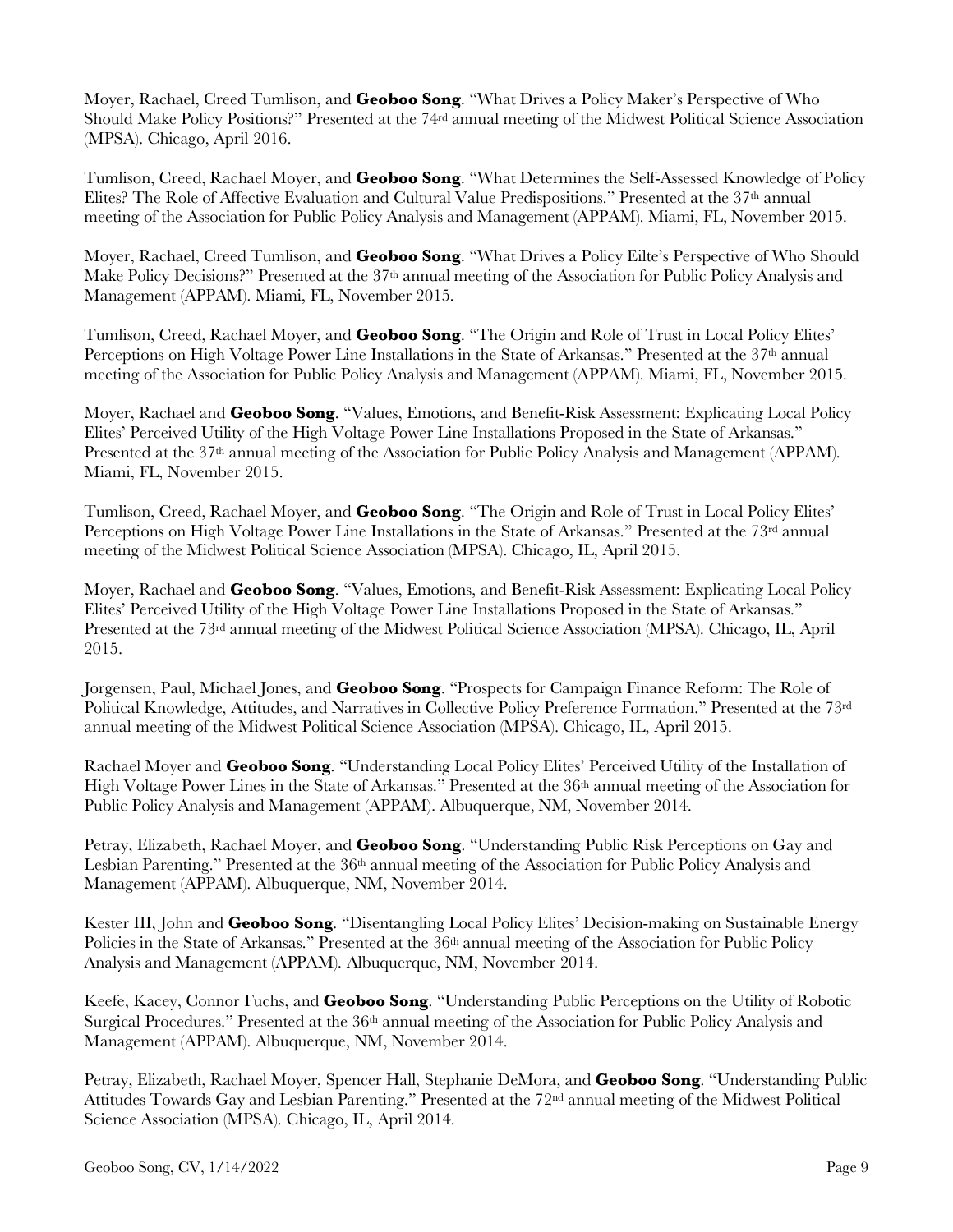Moyer, Rachael, Creed Tumlison, and **Geoboo Song**. "What Drives a Policy Maker's Perspective of Who Should Make Policy Positions?" Presented at the 74rd annual meeting of the Midwest Political Science Association (MPSA). Chicago, April 2016.

Tumlison, Creed, Rachael Moyer, and **Geoboo Song**. "What Determines the Self-Assessed Knowledge of Policy Elites? The Role of Affective Evaluation and Cultural Value Predispositions." Presented at the 37th annual meeting of the Association for Public Policy Analysis and Management (APPAM). Miami, FL, November 2015.

Moyer, Rachael, Creed Tumlison, and **Geoboo Song**. "What Drives a Policy Eilte's Perspective of Who Should Make Policy Decisions?" Presented at the 37th annual meeting of the Association for Public Policy Analysis and Management (APPAM). Miami, FL, November 2015.

Tumlison, Creed, Rachael Moyer, and **Geoboo Song**. "The Origin and Role of Trust in Local Policy Elites' Perceptions on High Voltage Power Line Installations in the State of Arkansas." Presented at the 37th annual meeting of the Association for Public Policy Analysis and Management (APPAM). Miami, FL, November 2015.

Moyer, Rachael and **Geoboo Song**. "Values, Emotions, and Benefit-Risk Assessment: Explicating Local Policy Elites' Perceived Utility of the High Voltage Power Line Installations Proposed in the State of Arkansas." Presented at the 37th annual meeting of the Association for Public Policy Analysis and Management (APPAM). Miami, FL, November 2015.

Tumlison, Creed, Rachael Moyer, and **Geoboo Song**. "The Origin and Role of Trust in Local Policy Elites' Perceptions on High Voltage Power Line Installations in the State of Arkansas." Presented at the 73rd annual meeting of the Midwest Political Science Association (MPSA). Chicago, IL, April 2015.

Moyer, Rachael and **Geoboo Song**. "Values, Emotions, and Benefit-Risk Assessment: Explicating Local Policy Elites' Perceived Utility of the High Voltage Power Line Installations Proposed in the State of Arkansas." Presented at the 73rd annual meeting of the Midwest Political Science Association (MPSA). Chicago, IL, April 2015.

Jorgensen, Paul, Michael Jones, and **Geoboo Song**. "Prospects for Campaign Finance Reform: The Role of Political Knowledge, Attitudes, and Narratives in Collective Policy Preference Formation." Presented at the 73rd annual meeting of the Midwest Political Science Association (MPSA). Chicago, IL, April 2015.

Rachael Moyer and **Geoboo Song**. "Understanding Local Policy Elites' Perceived Utility of the Installation of High Voltage Power Lines in the State of Arkansas." Presented at the 36th annual meeting of the Association for Public Policy Analysis and Management (APPAM). Albuquerque, NM, November 2014.

Petray, Elizabeth, Rachael Moyer, and **Geoboo Song**. "Understanding Public Risk Perceptions on Gay and Lesbian Parenting." Presented at the 36th annual meeting of the Association for Public Policy Analysis and Management (APPAM). Albuquerque, NM, November 2014.

Kester III, John and **Geoboo Song**. "Disentangling Local Policy Elites' Decision-making on Sustainable Energy Policies in the State of Arkansas." Presented at the 36th annual meeting of the Association for Public Policy Analysis and Management (APPAM). Albuquerque, NM, November 2014.

Keefe, Kacey, Connor Fuchs, and **Geoboo Song**. "Understanding Public Perceptions on the Utility of Robotic Surgical Procedures." Presented at the 36th annual meeting of the Association for Public Policy Analysis and Management (APPAM). Albuquerque, NM, November 2014.

Petray, Elizabeth, Rachael Moyer, Spencer Hall, Stephanie DeMora, and **Geoboo Song**. "Understanding Public Attitudes Towards Gay and Lesbian Parenting." Presented at the 72nd annual meeting of the Midwest Political Science Association (MPSA). Chicago, IL, April 2014.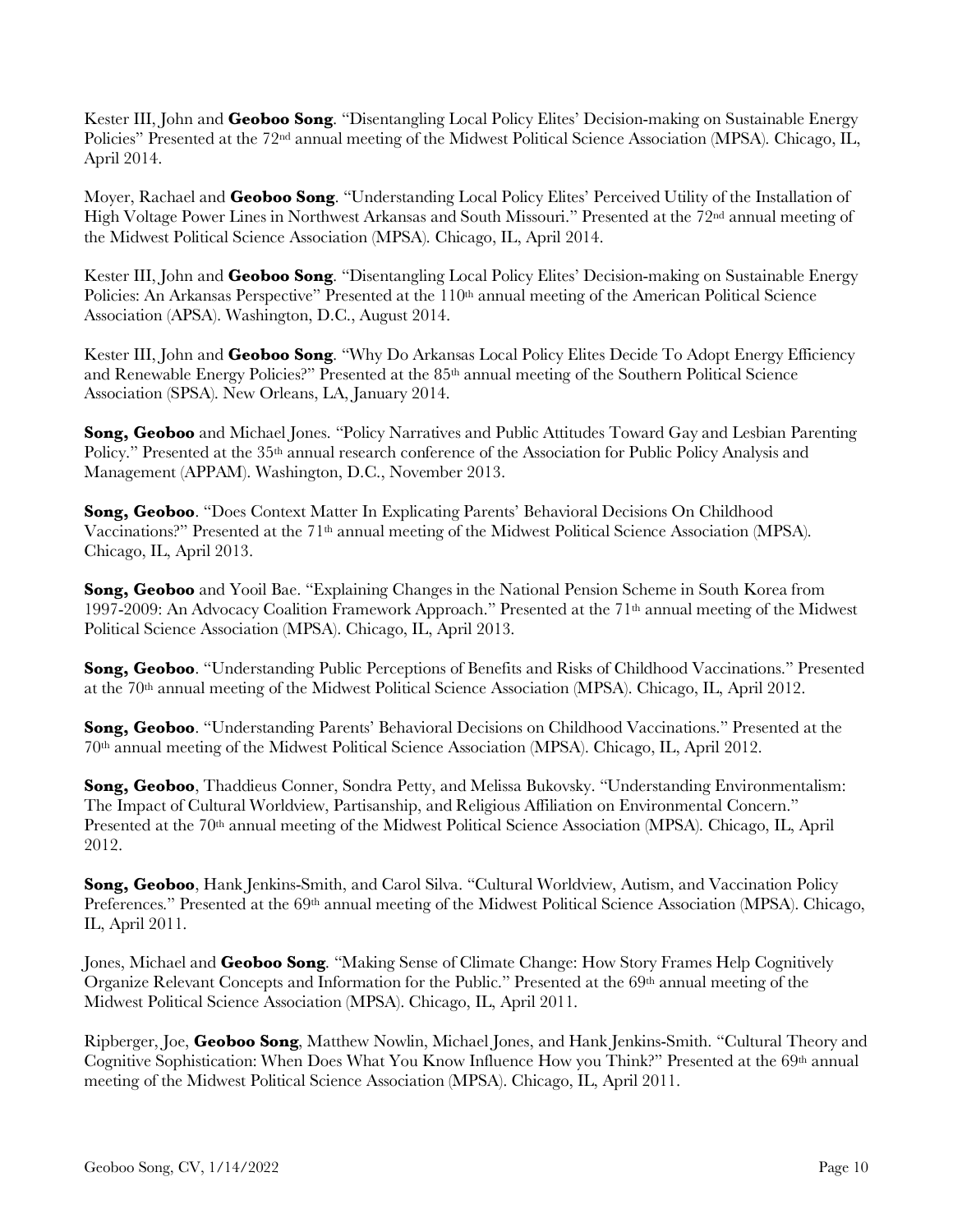Kester III, John and **Geoboo Song**. "Disentangling Local Policy Elites' Decision-making on Sustainable Energy Policies" Presented at the 72nd annual meeting of the Midwest Political Science Association (MPSA). Chicago, IL, April 2014.

Moyer, Rachael and **Geoboo Song**. "Understanding Local Policy Elites' Perceived Utility of the Installation of High Voltage Power Lines in Northwest Arkansas and South Missouri." Presented at the 72nd annual meeting of the Midwest Political Science Association (MPSA). Chicago, IL, April 2014.

Kester III, John and **Geoboo Song**. "Disentangling Local Policy Elites' Decision-making on Sustainable Energy Policies: An Arkansas Perspective" Presented at the 110th annual meeting of the American Political Science Association (APSA). Washington, D.C., August 2014.

Kester III, John and **Geoboo Song**. "Why Do Arkansas Local Policy Elites Decide To Adopt Energy Efficiency and Renewable Energy Policies?" Presented at the 85th annual meeting of the Southern Political Science Association (SPSA). New Orleans, LA, January 2014.

**Song, Geoboo** and Michael Jones. "Policy Narratives and Public Attitudes Toward Gay and Lesbian Parenting Policy." Presented at the 35th annual research conference of the Association for Public Policy Analysis and Management (APPAM). Washington, D.C., November 2013.

**Song, Geoboo**. "Does Context Matter In Explicating Parents' Behavioral Decisions On Childhood Vaccinations?" Presented at the 71th annual meeting of the Midwest Political Science Association (MPSA). Chicago, IL, April 2013.

**Song, Geoboo** and Yooil Bae. "Explaining Changes in the National Pension Scheme in South Korea from 1997-2009: An Advocacy Coalition Framework Approach." Presented at the 71th annual meeting of the Midwest Political Science Association (MPSA). Chicago, IL, April 2013.

**Song, Geoboo**. "Understanding Public Perceptions of Benefits and Risks of Childhood Vaccinations." Presented at the 70th annual meeting of the Midwest Political Science Association (MPSA). Chicago, IL, April 2012.

**Song, Geoboo**. "Understanding Parents' Behavioral Decisions on Childhood Vaccinations." Presented at the 70th annual meeting of the Midwest Political Science Association (MPSA). Chicago, IL, April 2012.

**Song, Geoboo**, Thaddieus Conner, Sondra Petty, and Melissa Bukovsky. "Understanding Environmentalism: The Impact of Cultural Worldview, Partisanship, and Religious Affiliation on Environmental Concern." Presented at the 70th annual meeting of the Midwest Political Science Association (MPSA). Chicago, IL, April 2012.

**Song, Geoboo**, Hank Jenkins-Smith, and Carol Silva. "Cultural Worldview, Autism, and Vaccination Policy Preferences." Presented at the 69th annual meeting of the Midwest Political Science Association (MPSA). Chicago, IL, April 2011.

Jones, Michael and **Geoboo Song**. "Making Sense of Climate Change: How Story Frames Help Cognitively Organize Relevant Concepts and Information for the Public." Presented at the 69th annual meeting of the Midwest Political Science Association (MPSA). Chicago, IL, April 2011.

Ripberger, Joe, **Geoboo Song**, Matthew Nowlin, Michael Jones, and Hank Jenkins-Smith. "Cultural Theory and Cognitive Sophistication: When Does What You Know Influence How you Think?" Presented at the 69th annual meeting of the Midwest Political Science Association (MPSA). Chicago, IL, April 2011.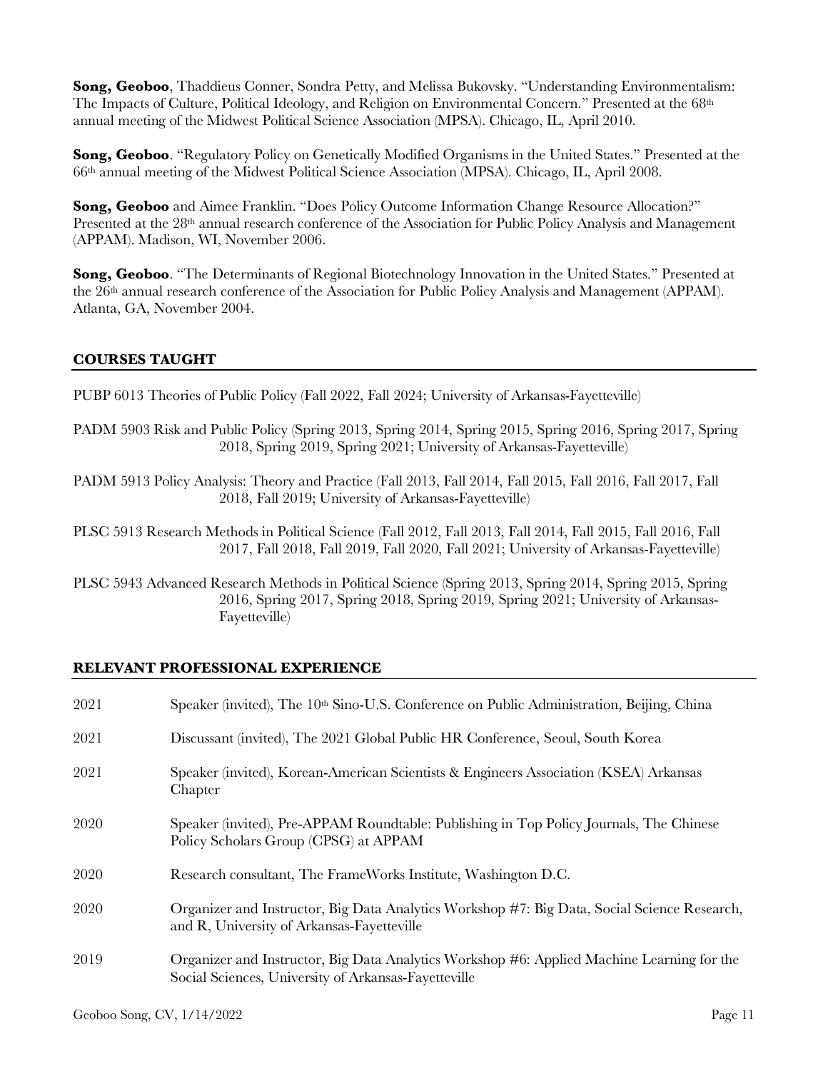**Song, Geoboo**, Thaddieus Conner, Sondra Petty, and Melissa Bukovsky. "Understanding Environmentalism: The Impacts of Culture, Political Ideology, and Religion on Environmental Concern." Presented at the 68th annual meeting of the Midwest Political Science Association (MPSA). Chicago, IL, April 2010.

**Song, Geoboo**. "Regulatory Policy on Genetically Modified Organisms in the United States." Presented at the 66th annual meeting of the Midwest Political Science Association (MPSA). Chicago, IL, April 2008.

**Song, Geoboo** and Aimee Franklin. "Does Policy Outcome Information Change Resource Allocation?" Presented at the 28th annual research conference of the Association for Public Policy Analysis and Management (APPAM). Madison, WI, November 2006.

**Song, Geoboo**. "The Determinants of Regional Biotechnology Innovation in the United States." Presented at the 26th annual research conference of the Association for Public Policy Analysis and Management (APPAM). Atlanta, GA, November 2004.

## COURSES TAUGHT

PUBP 6013 Theories of Public Policy (Fall 2022, Fall 2024; University of Arkansas-Fayetteville)

PADM 5903 Risk and Public Policy (Spring 2013, Spring 2014, Spring 2015, Spring 2016, Spring 2017, Spring 2018, Spring 2019, Spring 2021; University of Arkansas-Fayetteville)

PADM 5913 Policy Analysis: Theory and Practice (Fall 2013, Fall 2014, Fall 2015, Fall 2016, Fall 2017, Fall 2018, Fall 2019; University of Arkansas-Fayetteville)

PLSC 5913 Research Methods in Political Science (Fall 2012, Fall 2013, Fall 2014, Fall 2015, Fall 2016, Fall 2017, Fall 2018, Fall 2019, Fall 2020, Fall 2021; University of Arkansas-Fayetteville)

PLSC 5943 Advanced Research Methods in Political Science (Spring 2013, Spring 2014, Spring 2015, Spring 2016, Spring 2017, Spring 2018, Spring 2019, Spring 2021; University of Arkansas-Fayetteville)

## RELEVANT PROFESSIONAL EXPERIENCE

| | |
|---|---|
| 2021 | Speaker (invited), The 10th Sino-U.S. Conference on Public Administration, Beijing, China |
| 2021 | Discussant (invited), The 2021 Global Public HR Conference, Seoul, South Korea |
| 2021 | Speaker (invited), Korean-American Scientists & Engineers Association (KSEA) Arkansas Chapter |
| 2020 | Speaker (invited), Pre-APPAM Roundtable: Publishing in Top Policy Journals, The Chinese Policy Scholars Group (CPSG) at APPAM |
| 2020 | Research consultant, The FrameWorks Institute, Washington D.C. |
| 2020 | Organizer and Instructor, Big Data Analytics Workshop #7: Big Data, Social Science Research, and R, University of Arkansas-Fayetteville |
| 2019 | Organizer and Instructor, Big Data Analytics Workshop #6: Applied Machine Learning for the Social Sciences, University of Arkansas-Fayetteville |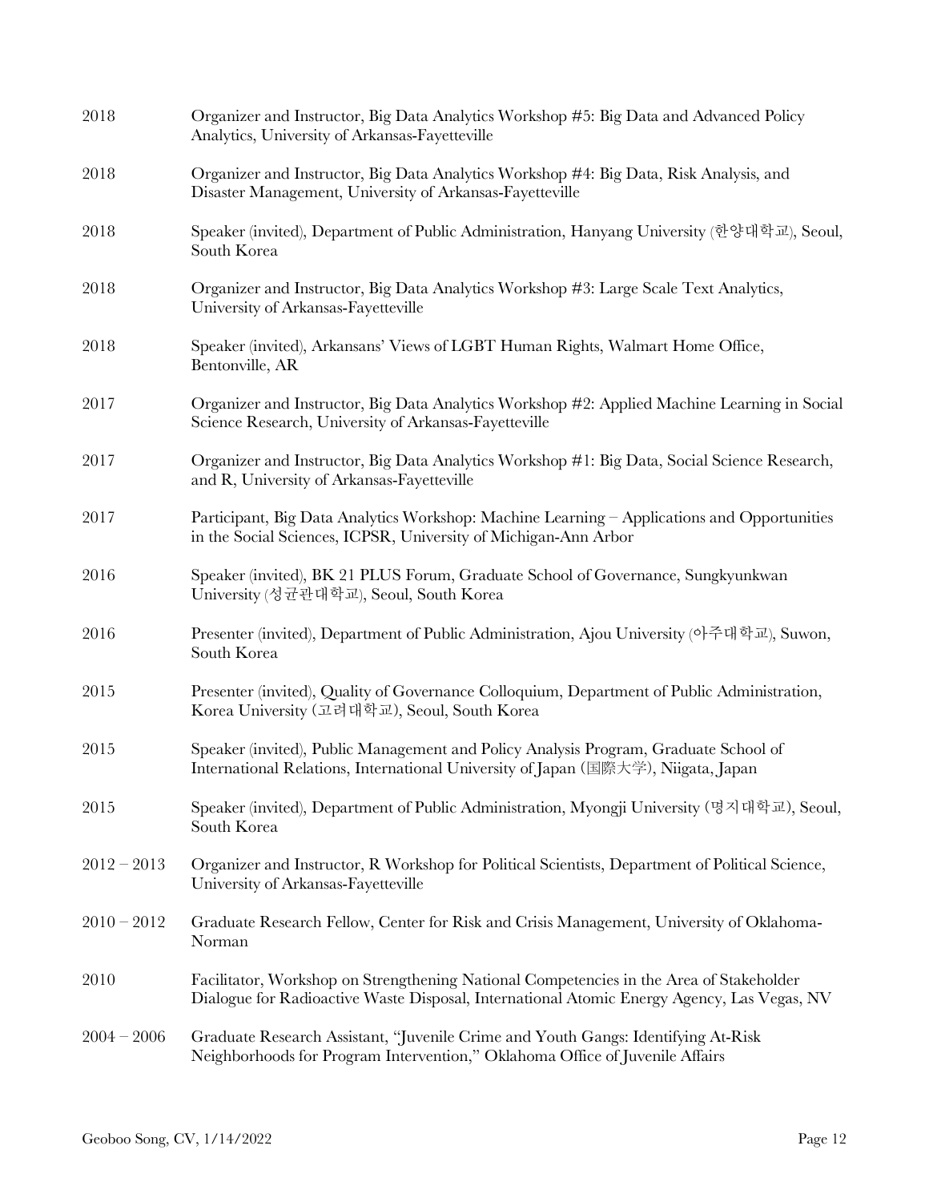2018 Organizer and Instructor, Big Data Analytics Workshop #5: Big Data and Advanced Policy Analytics, University of Arkansas-Fayetteville

2018 Organizer and Instructor, Big Data Analytics Workshop #4: Big Data, Risk Analysis, and Disaster Management, University of Arkansas-Fayetteville

2018 Speaker (invited), Department of Public Administration, Hanyang University (한양대학교), Seoul, South Korea

2018 Organizer and Instructor, Big Data Analytics Workshop #3: Large Scale Text Analytics, University of Arkansas-Fayetteville

2018 Speaker (invited), Arkansans' Views of LGBT Human Rights, Walmart Home Office, Bentonville, AR

2017 Organizer and Instructor, Big Data Analytics Workshop #2: Applied Machine Learning in Social Science Research, University of Arkansas-Fayetteville

2017 Organizer and Instructor, Big Data Analytics Workshop #1: Big Data, Social Science Research, and R, University of Arkansas-Fayetteville

2017 Participant, Big Data Analytics Workshop: Machine Learning – Applications and Opportunities in the Social Sciences, ICPSR, University of Michigan-Ann Arbor

2016 Speaker (invited), BK 21 PLUS Forum, Graduate School of Governance, Sungkyunkwan University (성균관대학교), Seoul, South Korea

2016 Presenter (invited), Department of Public Administration, Ajou University (아주대학교), Suwon, South Korea

2015 Presenter (invited), Quality of Governance Colloquium, Department of Public Administration, Korea University (고려대학교), Seoul, South Korea

2015 Speaker (invited), Public Management and Policy Analysis Program, Graduate School of International Relations, International University of Japan (国際大学), Niigata, Japan

2015 Speaker (invited), Department of Public Administration, Myongji University (명지대학교), Seoul, South Korea

2012 – 2013 Organizer and Instructor, R Workshop for Political Scientists, Department of Political Science, University of Arkansas-Fayetteville

2010 – 2012 Graduate Research Fellow, Center for Risk and Crisis Management, University of Oklahoma-Norman

2010 Facilitator, Workshop on Strengthening National Competencies in the Area of Stakeholder Dialogue for Radioactive Waste Disposal, International Atomic Energy Agency, Las Vegas, NV

2004 – 2006 Graduate Research Assistant, "Juvenile Crime and Youth Gangs: Identifying At-Risk Neighborhoods for Program Intervention," Oklahoma Office of Juvenile Affairs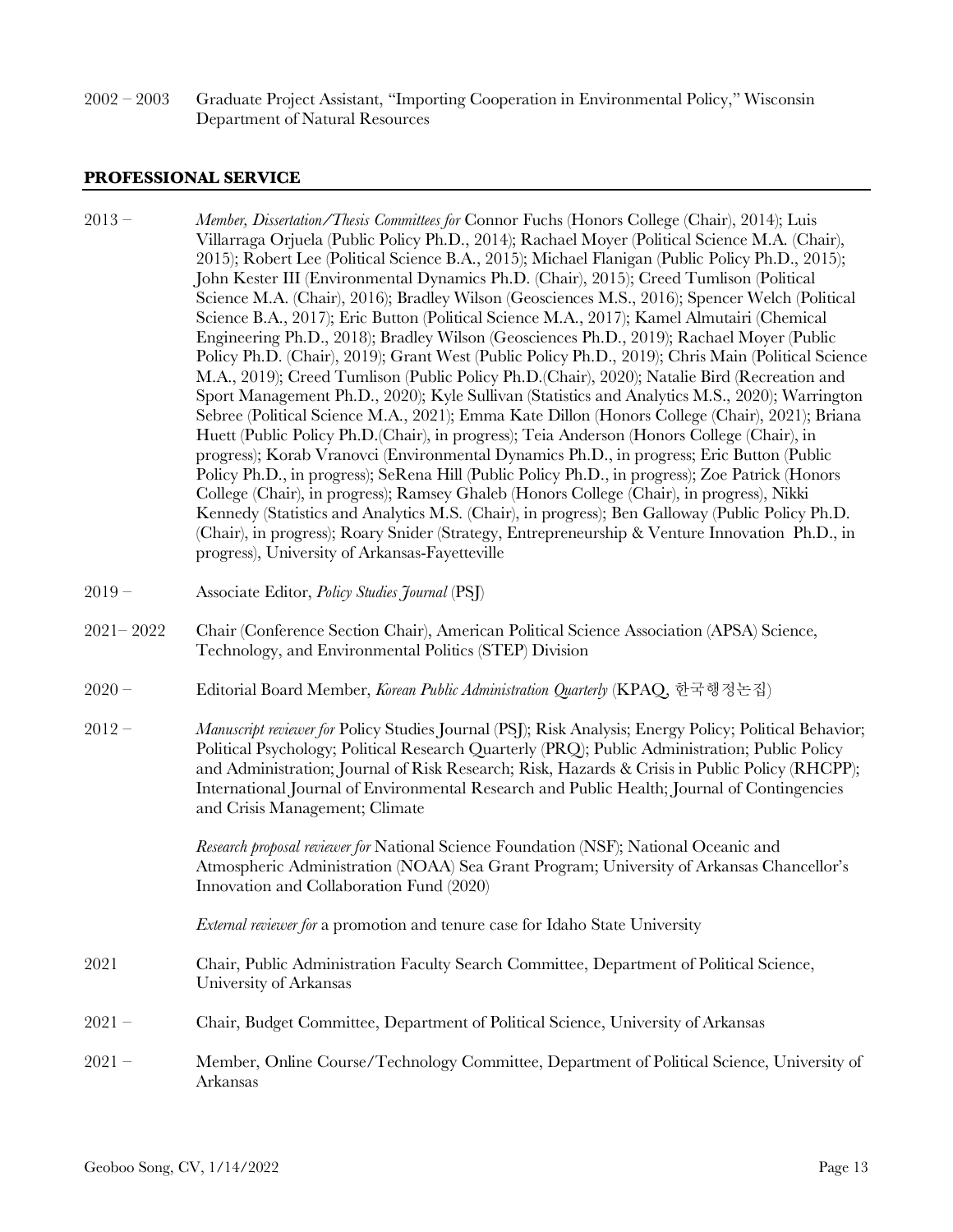2002 – 2003 Graduate Project Assistant, "Importing Cooperation in Environmental Policy," Wisconsin Department of Natural Resources

## PROFESSIONAL SERVICE

2013 – *Member, Dissertation/Thesis Committees for* Connor Fuchs (Honors College (Chair), 2014); Luis Villarraga Orjuela (Public Policy Ph.D., 2014); Rachael Moyer (Political Science M.A. (Chair), 2015); Robert Lee (Political Science B.A., 2015); Michael Flanigan (Public Policy Ph.D., 2015); John Kester III (Environmental Dynamics Ph.D. (Chair), 2015); Creed Tumlison (Political Science M.A. (Chair), 2016); Bradley Wilson (Geosciences M.S., 2016); Spencer Welch (Political Science B.A., 2017); Eric Button (Political Science M.A., 2017); Kamel Almutairi (Chemical Engineering Ph.D., 2018); Bradley Wilson (Geosciences Ph.D., 2019); Rachael Moyer (Public Policy Ph.D. (Chair), 2019); Grant West (Public Policy Ph.D., 2019); Chris Main (Political Science M.A., 2019); Creed Tumlison (Public Policy Ph.D.(Chair), 2020); Natalie Bird (Recreation and Sport Management Ph.D., 2020); Kyle Sullivan (Statistics and Analytics M.S., 2020); Warrington Sebree (Political Science M.A., 2021); Emma Kate Dillon (Honors College (Chair), 2021); Briana Huett (Public Policy Ph.D.(Chair), in progress); Teia Anderson (Honors College (Chair), in progress); Korab Vranovci (Environmental Dynamics Ph.D., in progress; Eric Button (Public Policy Ph.D., in progress); SeRena Hill (Public Policy Ph.D., in progress); Zoe Patrick (Honors College (Chair), in progress); Ramsey Ghaleb (Honors College (Chair), in progress), Nikki Kennedy (Statistics and Analytics M.S. (Chair), in progress); Ben Galloway (Public Policy Ph.D. (Chair), in progress); Roary Snider (Strategy, Entrepreneurship & Venture Innovation Ph.D., in progress), University of Arkansas-Fayetteville

2019 – Associate Editor, *Policy Studies Journal* (PSJ)

2021– 2022 Chair (Conference Section Chair), American Political Science Association (APSA) Science, Technology, and Environmental Politics (STEP) Division

2020 – Editorial Board Member, *Korean Public Administration Quarterly* (KPAQ, 한국행정논집)

2012 – *Manuscript reviewer for* Policy Studies Journal (PSJ); Risk Analysis; Energy Policy; Political Behavior; Political Psychology; Political Research Quarterly (PRQ); Public Administration; Public Policy and Administration; Journal of Risk Research; Risk, Hazards & Crisis in Public Policy (RHCPP); International Journal of Environmental Research and Public Health; Journal of Contingencies and Crisis Management; Climate

*Research proposal reviewer for* National Science Foundation (NSF); National Oceanic and Atmospheric Administration (NOAA) Sea Grant Program; University of Arkansas Chancellor's Innovation and Collaboration Fund (2020)

*External reviewer for* a promotion and tenure case for Idaho State University

2021 Chair, Public Administration Faculty Search Committee, Department of Political Science, University of Arkansas

2021 – Chair, Budget Committee, Department of Political Science, University of Arkansas

2021 – Member, Online Course/Technology Committee, Department of Political Science, University of Arkansas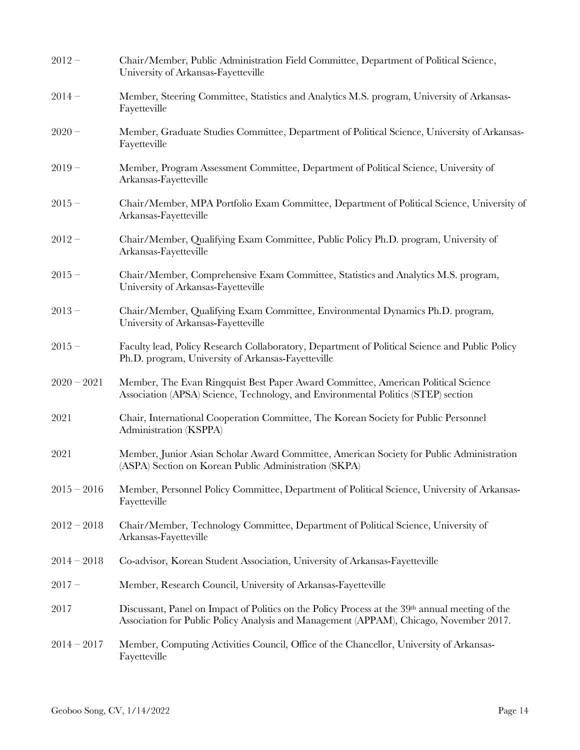2012 – Chair/Member, Public Administration Field Committee, Department of Political Science, University of Arkansas-Fayetteville

2014 – Member, Steering Committee, Statistics and Analytics M.S. program, University of Arkansas-Fayetteville

2020 – Member, Graduate Studies Committee, Department of Political Science, University of Arkansas-Fayetteville

2019 – Member, Program Assessment Committee, Department of Political Science, University of Arkansas-Fayetteville

2015 – Chair/Member, MPA Portfolio Exam Committee, Department of Political Science, University of Arkansas-Fayetteville

2012 – Chair/Member, Qualifying Exam Committee, Public Policy Ph.D. program, University of Arkansas-Fayetteville

2015 – Chair/Member, Comprehensive Exam Committee, Statistics and Analytics M.S. program, University of Arkansas-Fayetteville

2013 – Chair/Member, Qualifying Exam Committee, Environmental Dynamics Ph.D. program, University of Arkansas-Fayetteville

2015 – Faculty lead, Policy Research Collaboratory, Department of Political Science and Public Policy Ph.D. program, University of Arkansas-Fayetteville

2020 – 2021 Member, The Evan Ringquist Best Paper Award Committee, American Political Science Association (APSA) Science, Technology, and Environmental Politics (STEP) section

2021 Chair, International Cooperation Committee, The Korean Society for Public Personnel Administration (KSPPA)

2021 Member, Junior Asian Scholar Award Committee, American Society for Public Administration (ASPA) Section on Korean Public Administration (SKPA)

2015 – 2016 Member, Personnel Policy Committee, Department of Political Science, University of Arkansas-Fayetteville

2012 – 2018 Chair/Member, Technology Committee, Department of Political Science, University of Arkansas-Fayetteville

2014 – 2018 Co-advisor, Korean Student Association, University of Arkansas-Fayetteville

2017 – Member, Research Council, University of Arkansas-Fayetteville

2017 Discussant, Panel on Impact of Politics on the Policy Process at the 39th annual meeting of the Association for Public Policy Analysis and Management (APPAM), Chicago, November 2017.

2014 – 2017 Member, Computing Activities Council, Office of the Chancellor, University of Arkansas-Fayetteville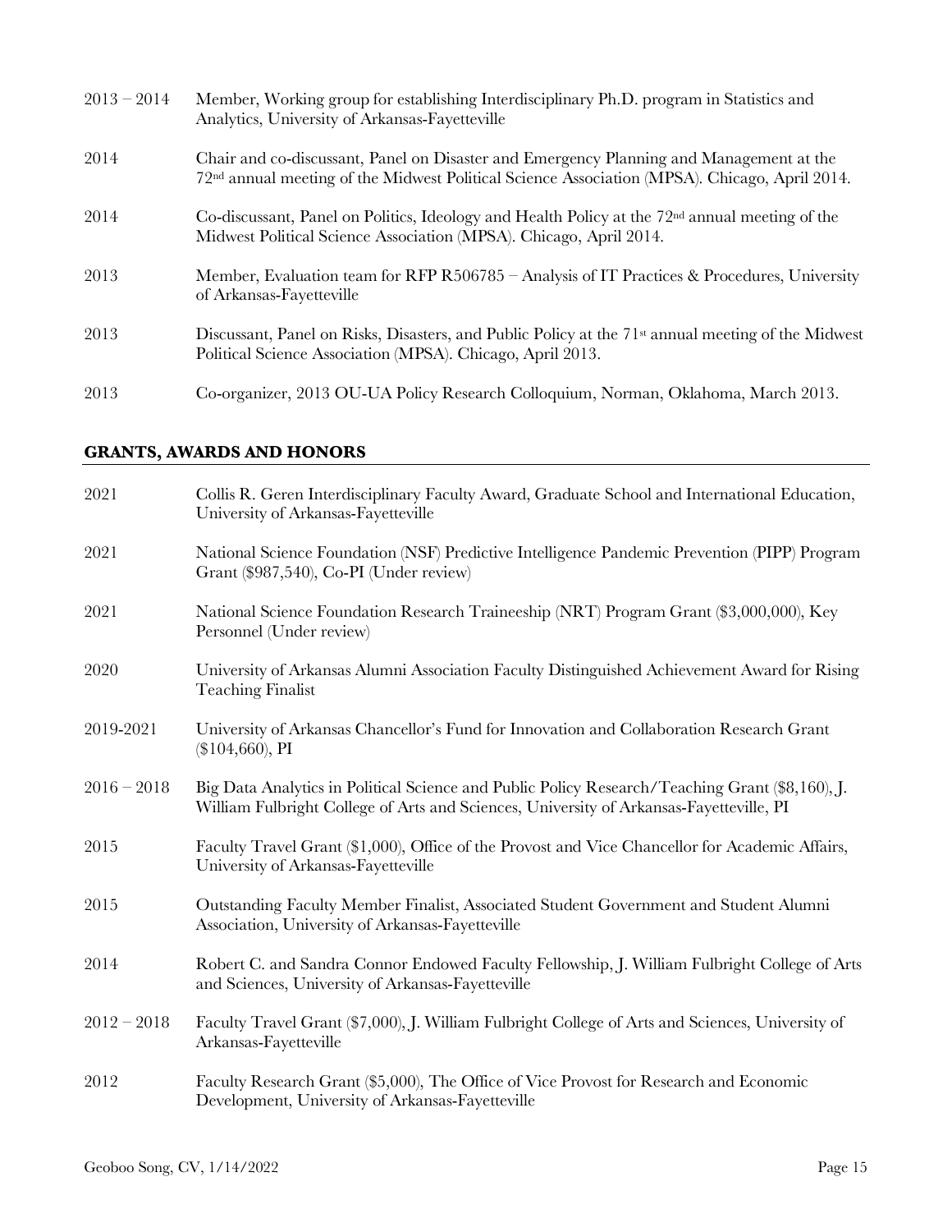| | |
|---|---|
| 2013 – 2014 | Member, Working group for establishing Interdisciplinary Ph.D. program in Statistics and Analytics, University of Arkansas-Fayetteville |
| 2014 | Chair and co-discussant, Panel on Disaster and Emergency Planning and Management at the 72nd annual meeting of the Midwest Political Science Association (MPSA). Chicago, April 2014. |
| 2014 | Co-discussant, Panel on Politics, Ideology and Health Policy at the 72nd annual meeting of the Midwest Political Science Association (MPSA). Chicago, April 2014. |
| 2013 | Member, Evaluation team for RFP R506785 – Analysis of IT Practices & Procedures, University of Arkansas-Fayetteville |
| 2013 | Discussant, Panel on Risks, Disasters, and Public Policy at the 71st annual meeting of the Midwest Political Science Association (MPSA). Chicago, April 2013. |
| 2013 | Co-organizer, 2013 OU-UA Policy Research Colloquium, Norman, Oklahoma, March 2013. |

## GRANTS, AWARDS AND HONORS

| | |
|---|---|
| 2021 | Collis R. Geren Interdisciplinary Faculty Award, Graduate School and International Education, University of Arkansas-Fayetteville |
| 2021 | National Science Foundation (NSF) Predictive Intelligence Pandemic Prevention (PIPP) Program Grant ($987,540), Co-PI (Under review) |
| 2021 | National Science Foundation Research Traineeship (NRT) Program Grant ($3,000,000), Key Personnel (Under review) |
| 2020 | University of Arkansas Alumni Association Faculty Distinguished Achievement Award for Rising Teaching Finalist |
| 2019-2021 | University of Arkansas Chancellor's Fund for Innovation and Collaboration Research Grant ($104,660), PI |
| 2016 – 2018 | Big Data Analytics in Political Science and Public Policy Research/Teaching Grant ($8,160), J. William Fulbright College of Arts and Sciences, University of Arkansas-Fayetteville, PI |
| 2015 | Faculty Travel Grant ($1,000), Office of the Provost and Vice Chancellor for Academic Affairs, University of Arkansas-Fayetteville |
| 2015 | Outstanding Faculty Member Finalist, Associated Student Government and Student Alumni Association, University of Arkansas-Fayetteville |
| 2014 | Robert C. and Sandra Connor Endowed Faculty Fellowship, J. William Fulbright College of Arts and Sciences, University of Arkansas-Fayetteville |
| 2012 – 2018 | Faculty Travel Grant ($7,000), J. William Fulbright College of Arts and Sciences, University of Arkansas-Fayetteville |
| 2012 | Faculty Research Grant ($5,000), The Office of Vice Provost for Research and Economic Development, University of Arkansas-Fayetteville |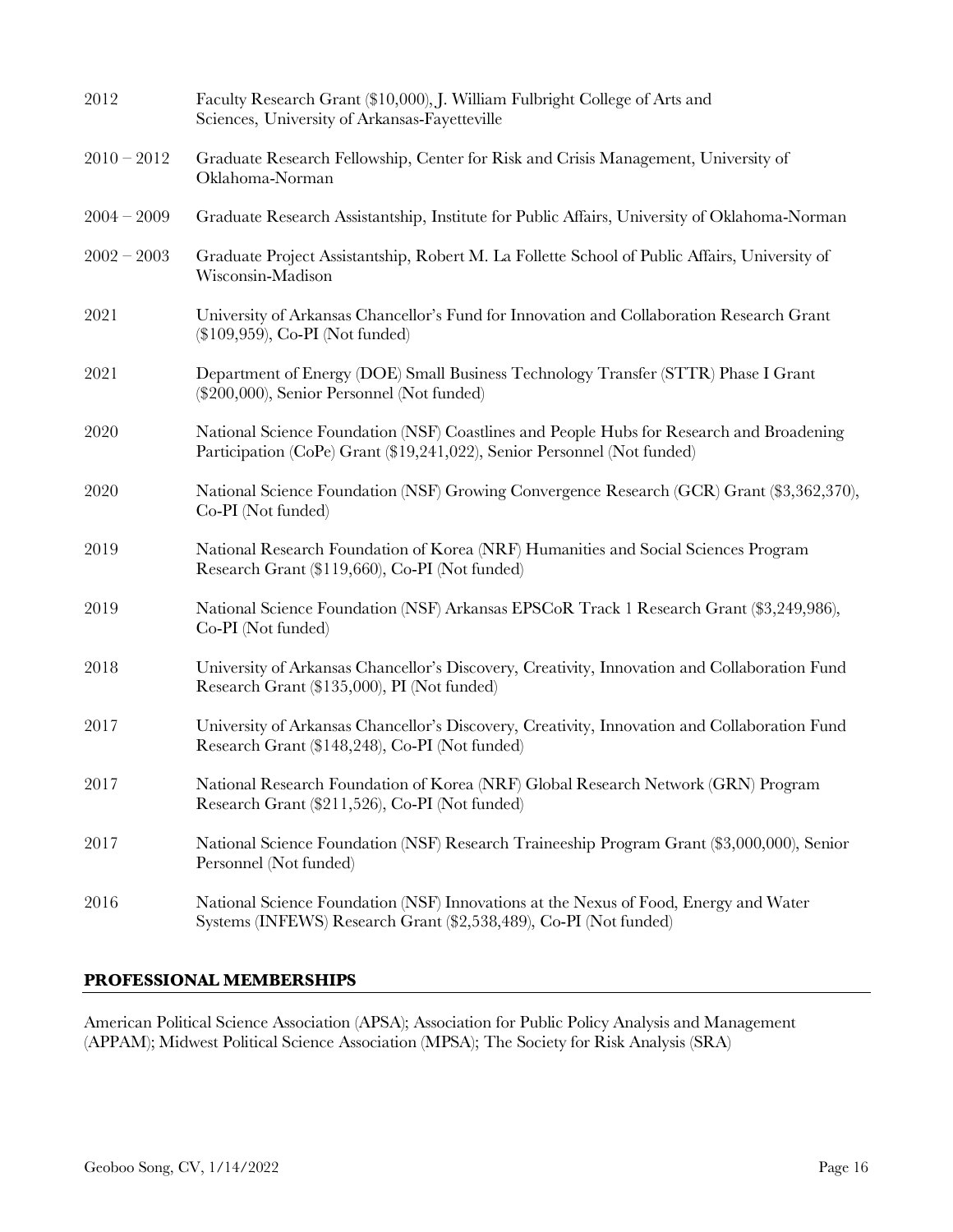2012 Faculty Research Grant ($10,000), J. William Fulbright College of Arts and Sciences, University of Arkansas-Fayetteville

2010 – 2012 Graduate Research Fellowship, Center for Risk and Crisis Management, University of Oklahoma-Norman

2004 – 2009 Graduate Research Assistantship, Institute for Public Affairs, University of Oklahoma-Norman

2002 – 2003 Graduate Project Assistantship, Robert M. La Follette School of Public Affairs, University of Wisconsin-Madison

2021 University of Arkansas Chancellor's Fund for Innovation and Collaboration Research Grant ($109,959), Co-PI (Not funded)

2021 Department of Energy (DOE) Small Business Technology Transfer (STTR) Phase I Grant ($200,000), Senior Personnel (Not funded)

2020 National Science Foundation (NSF) Coastlines and People Hubs for Research and Broadening Participation (CoPe) Grant ($19,241,022), Senior Personnel (Not funded)

2020 National Science Foundation (NSF) Growing Convergence Research (GCR) Grant ($3,362,370), Co-PI (Not funded)

2019 National Research Foundation of Korea (NRF) Humanities and Social Sciences Program Research Grant ($119,660), Co-PI (Not funded)

2019 National Science Foundation (NSF) Arkansas EPSCoR Track 1 Research Grant ($3,249,986), Co-PI (Not funded)

2018 University of Arkansas Chancellor's Discovery, Creativity, Innovation and Collaboration Fund Research Grant ($135,000), PI (Not funded)

2017 University of Arkansas Chancellor's Discovery, Creativity, Innovation and Collaboration Fund Research Grant ($148,248), Co-PI (Not funded)

2017 National Research Foundation of Korea (NRF) Global Research Network (GRN) Program Research Grant ($211,526), Co-PI (Not funded)

2017 National Science Foundation (NSF) Research Traineeship Program Grant ($3,000,000), Senior Personnel (Not funded)

2016 National Science Foundation (NSF) Innovations at the Nexus of Food, Energy and Water Systems (INFEWS) Research Grant ($2,538,489), Co-PI (Not funded)

## PROFESSIONAL MEMBERSHIPS

American Political Science Association (APSA); Association for Public Policy Analysis and Management (APPAM); Midwest Political Science Association (MPSA); The Society for Risk Analysis (SRA)